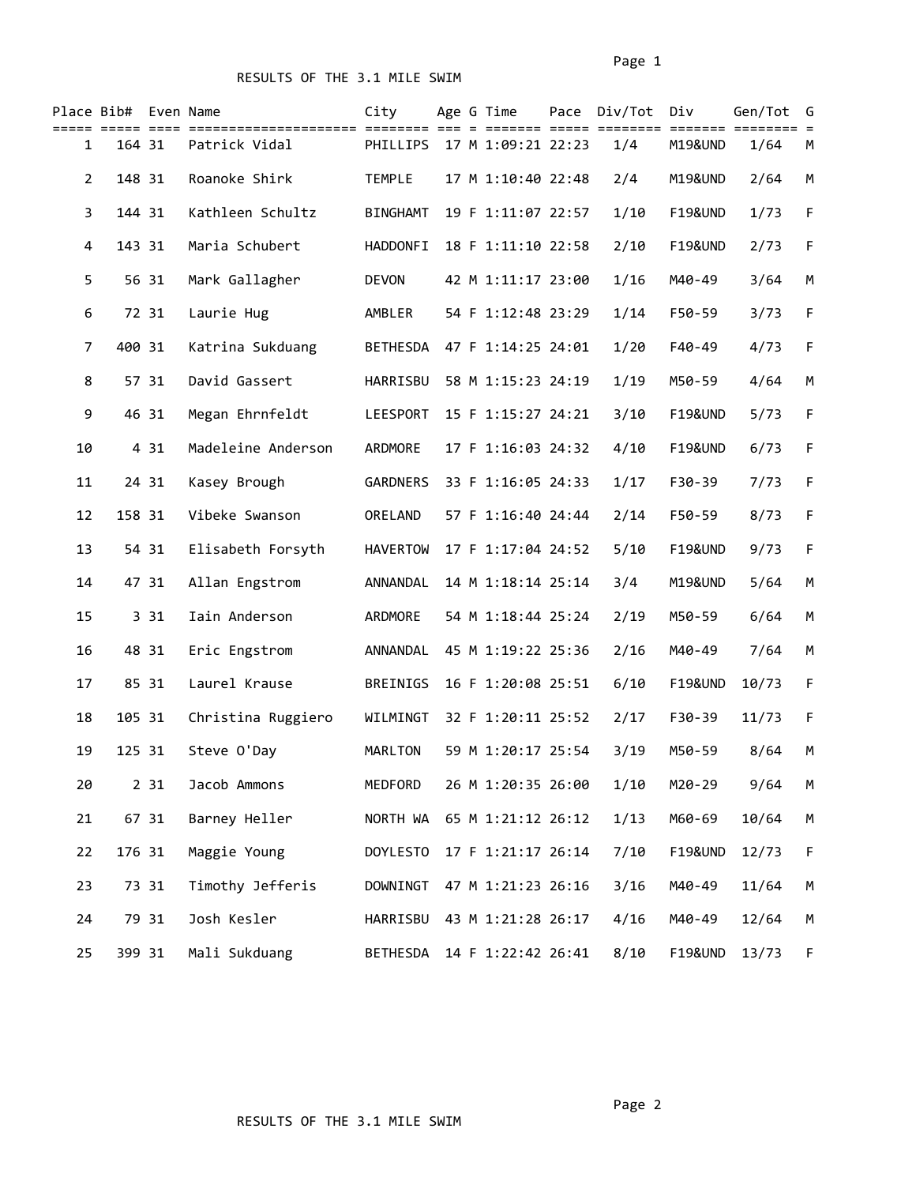# RESULTS OF THE 3.1 MILE SWIM

| Place | Bib# | Even | Name | City | Age | G | Time | Pace | Div/Tot | Div | Gen/Tot | G |
|---|---|---|---|---|---|---|---|---|---|---|---|---|
| 1 | 164 | 31 | Patrick Vidal | PHILLIPS | 17 | M | 1:09:21 | 22:23 | 1/4 | M19&UND | 1/64 | M |
| 2 | 148 | 31 | Roanoke Shirk | TEMPLE | 17 | M | 1:10:40 | 22:48 | 2/4 | M19&UND | 2/64 | M |
| 3 | 144 | 31 | Kathleen Schultz | BINGHAMT | 19 | F | 1:11:07 | 22:57 | 1/10 | F19&UND | 1/73 | F |
| 4 | 143 | 31 | Maria Schubert | HADDONFI | 18 | F | 1:11:10 | 22:58 | 2/10 | F19&UND | 2/73 | F |
| 5 | 56 | 31 | Mark Gallagher | DEVON | 42 | M | 1:11:17 | 23:00 | 1/16 | M40-49 | 3/64 | M |
| 6 | 72 | 31 | Laurie Hug | AMBLER | 54 | F | 1:12:48 | 23:29 | 1/14 | F50-59 | 3/73 | F |
| 7 | 400 | 31 | Katrina Sukduang | BETHESDA | 47 | F | 1:14:25 | 24:01 | 1/20 | F40-49 | 4/73 | F |
| 8 | 57 | 31 | David Gassert | HARRISBU | 58 | M | 1:15:23 | 24:19 | 1/19 | M50-59 | 4/64 | M |
| 9 | 46 | 31 | Megan Ehrnfeldt | LEESPORT | 15 | F | 1:15:27 | 24:21 | 3/10 | F19&UND | 5/73 | F |
| 10 | 4 | 31 | Madeleine Anderson | ARDMORE | 17 | F | 1:16:03 | 24:32 | 4/10 | F19&UND | 6/73 | F |
| 11 | 24 | 31 | Kasey Brough | GARDNERS | 33 | F | 1:16:05 | 24:33 | 1/17 | F30-39 | 7/73 | F |
| 12 | 158 | 31 | Vibeke Swanson | ORELAND | 57 | F | 1:16:40 | 24:44 | 2/14 | F50-59 | 8/73 | F |
| 13 | 54 | 31 | Elisabeth Forsyth | HAVERTOW | 17 | F | 1:17:04 | 24:52 | 5/10 | F19&UND | 9/73 | F |
| 14 | 47 | 31 | Allan Engstrom | ANNANDAL | 14 | M | 1:18:14 | 25:14 | 3/4 | M19&UND | 5/64 | M |
| 15 | 3 | 31 | Iain Anderson | ARDMORE | 54 | M | 1:18:44 | 25:24 | 2/19 | M50-59 | 6/64 | M |
| 16 | 48 | 31 | Eric Engstrom | ANNANDAL | 45 | M | 1:19:22 | 25:36 | 2/16 | M40-49 | 7/64 | M |
| 17 | 85 | 31 | Laurel Krause | BREINIGS | 16 | F | 1:20:08 | 25:51 | 6/10 | F19&UND | 10/73 | F |
| 18 | 105 | 31 | Christina Ruggiero | WILMINGT | 32 | F | 1:20:11 | 25:52 | 2/17 | F30-39 | 11/73 | F |
| 19 | 125 | 31 | Steve O'Day | MARLTON | 59 | M | 1:20:17 | 25:54 | 3/19 | M50-59 | 8/64 | M |
| 20 | 2 | 31 | Jacob Ammons | MEDFORD | 26 | M | 1:20:35 | 26:00 | 1/10 | M20-29 | 9/64 | M |
| 21 | 67 | 31 | Barney Heller | NORTH WA | 65 | M | 1:21:12 | 26:12 | 1/13 | M60-69 | 10/64 | M |
| 22 | 176 | 31 | Maggie Young | DOYLESTO | 17 | F | 1:21:17 | 26:14 | 7/10 | F19&UND | 12/73 | F |
| 23 | 73 | 31 | Timothy Jefferis | DOWNINGT | 47 | M | 1:21:23 | 26:16 | 3/16 | M40-49 | 11/64 | M |
| 24 | 79 | 31 | Josh Kesler | HARRISBU | 43 | M | 1:21:28 | 26:17 | 4/16 | M40-49 | 12/64 | M |
| 25 | 399 | 31 | Mali Sukduang | BETHESDA | 14 | F | 1:22:42 | 26:41 | 8/10 | F19&UND | 13/73 | F |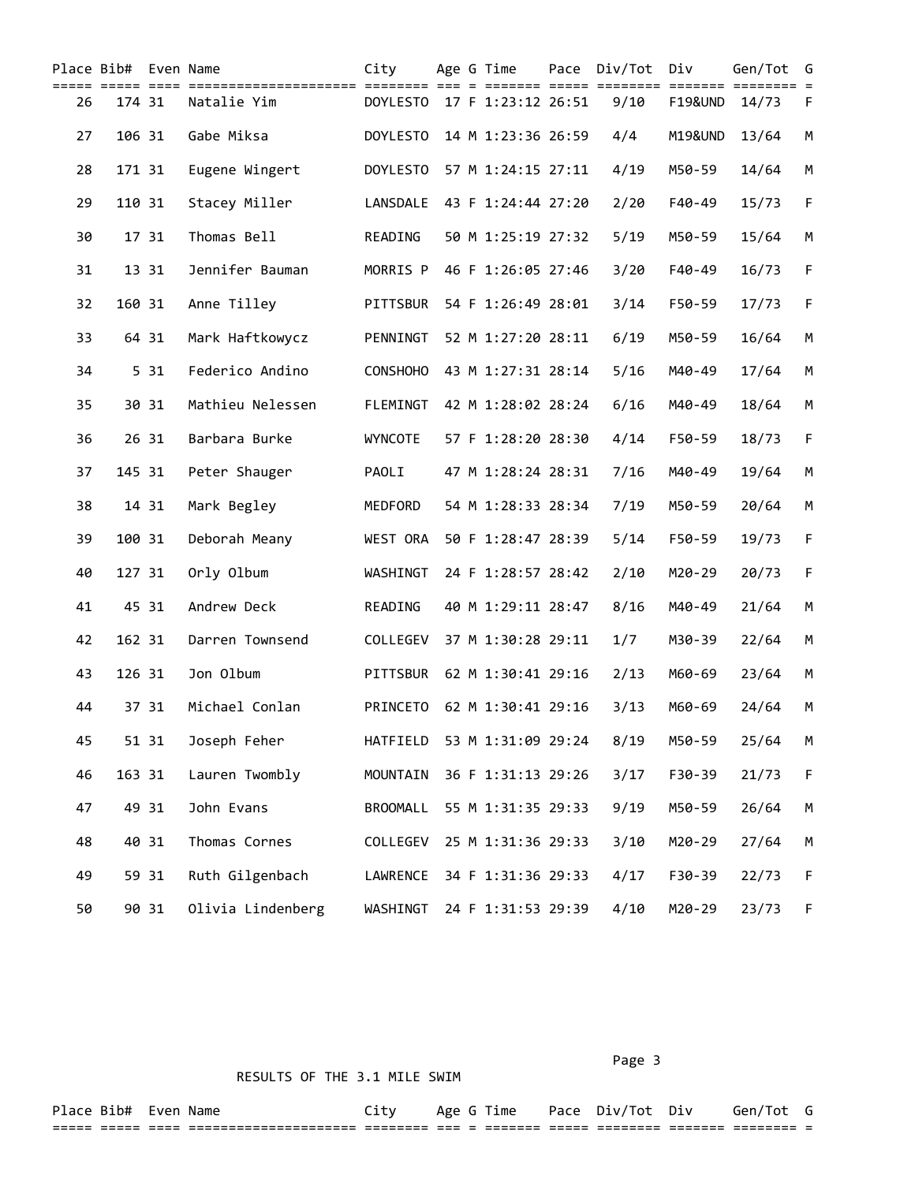| Place | Bib# | Even | Name | City | Age | G | Time | Pace | Div/Tot | Div | Gen/Tot | G |
|---|---|---|---|---|---|---|---|---|---|---|---|---|
| 26 | 174 | 31 | Natalie Yim | DOYLESTO | 17 | F | 1:23:12 | 26:51 | 9/10 | F19&UND | 14/73 | F |
| 27 | 106 | 31 | Gabe Miksa | DOYLESTO | 14 | M | 1:23:36 | 26:59 | 4/4 | M19&UND | 13/64 | M |
| 28 | 171 | 31 | Eugene Wingert | DOYLESTO | 57 | M | 1:24:15 | 27:11 | 4/19 | M50-59 | 14/64 | M |
| 29 | 110 | 31 | Stacey Miller | LANSDALE | 43 | F | 1:24:44 | 27:20 | 2/20 | F40-49 | 15/73 | F |
| 30 | 17 | 31 | Thomas Bell | READING | 50 | M | 1:25:19 | 27:32 | 5/19 | M50-59 | 15/64 | M |
| 31 | 13 | 31 | Jennifer Bauman | MORRIS P | 46 | F | 1:26:05 | 27:46 | 3/20 | F40-49 | 16/73 | F |
| 32 | 160 | 31 | Anne Tilley | PITTSBUR | 54 | F | 1:26:49 | 28:01 | 3/14 | F50-59 | 17/73 | F |
| 33 | 64 | 31 | Mark Haftkowycz | PENNINGT | 52 | M | 1:27:20 | 28:11 | 6/19 | M50-59 | 16/64 | M |
| 34 | 5 | 31 | Federico Andino | CONSHOHO | 43 | M | 1:27:31 | 28:14 | 5/16 | M40-49 | 17/64 | M |
| 35 | 30 | 31 | Mathieu Nelessen | FLEMINGT | 42 | M | 1:28:02 | 28:24 | 6/16 | M40-49 | 18/64 | M |
| 36 | 26 | 31 | Barbara Burke | WYNCOTE | 57 | F | 1:28:20 | 28:30 | 4/14 | F50-59 | 18/73 | F |
| 37 | 145 | 31 | Peter Shauger | PAOLI | 47 | M | 1:28:24 | 28:31 | 7/16 | M40-49 | 19/64 | M |
| 38 | 14 | 31 | Mark Begley | MEDFORD | 54 | M | 1:28:33 | 28:34 | 7/19 | M50-59 | 20/64 | M |
| 39 | 100 | 31 | Deborah Meany | WEST ORA | 50 | F | 1:28:47 | 28:39 | 5/14 | F50-59 | 19/73 | F |
| 40 | 127 | 31 | Orly Olbum | WASHINGT | 24 | F | 1:28:57 | 28:42 | 2/10 | M20-29 | 20/73 | F |
| 41 | 45 | 31 | Andrew Deck | READING | 40 | M | 1:29:11 | 28:47 | 8/16 | M40-49 | 21/64 | M |
| 42 | 162 | 31 | Darren Townsend | COLLEGEV | 37 | M | 1:30:28 | 29:11 | 1/7 | M30-39 | 22/64 | M |
| 43 | 126 | 31 | Jon Olbum | PITTSBUR | 62 | M | 1:30:41 | 29:16 | 2/13 | M60-69 | 23/64 | M |
| 44 | 37 | 31 | Michael Conlan | PRINCETO | 62 | M | 1:30:41 | 29:16 | 3/13 | M60-69 | 24/64 | M |
| 45 | 51 | 31 | Joseph Feher | HATFIELD | 53 | M | 1:31:09 | 29:24 | 8/19 | M50-59 | 25/64 | M |
| 46 | 163 | 31 | Lauren Twombly | MOUNTAIN | 36 | F | 1:31:13 | 29:26 | 3/17 | F30-39 | 21/73 | F |
| 47 | 49 | 31 | John Evans | BROOMALL | 55 | M | 1:31:35 | 29:33 | 9/19 | M50-59 | 26/64 | M |
| 48 | 40 | 31 | Thomas Cornes | COLLEGEV | 25 | M | 1:31:36 | 29:33 | 3/10 | M20-29 | 27/64 | M |
| 49 | 59 | 31 | Ruth Gilgenbach | LAWRENCE | 34 | F | 1:31:36 | 29:33 | 4/17 | F30-39 | 22/73 | F |
| 50 | 90 | 31 | Olivia Lindenberg | WASHINGT | 24 | F | 1:31:53 | 29:39 | 4/10 | M20-29 | 23/73 | F |

RESULTS OF THE 3.1 MILE SWIM

| Place | Bib# | Even | Name | City | Age | G | Time | Pace | Div/Tot | Div | Gen/Tot | G |
|---|---|---|---|---|---|---|---|---|---|---|---|---|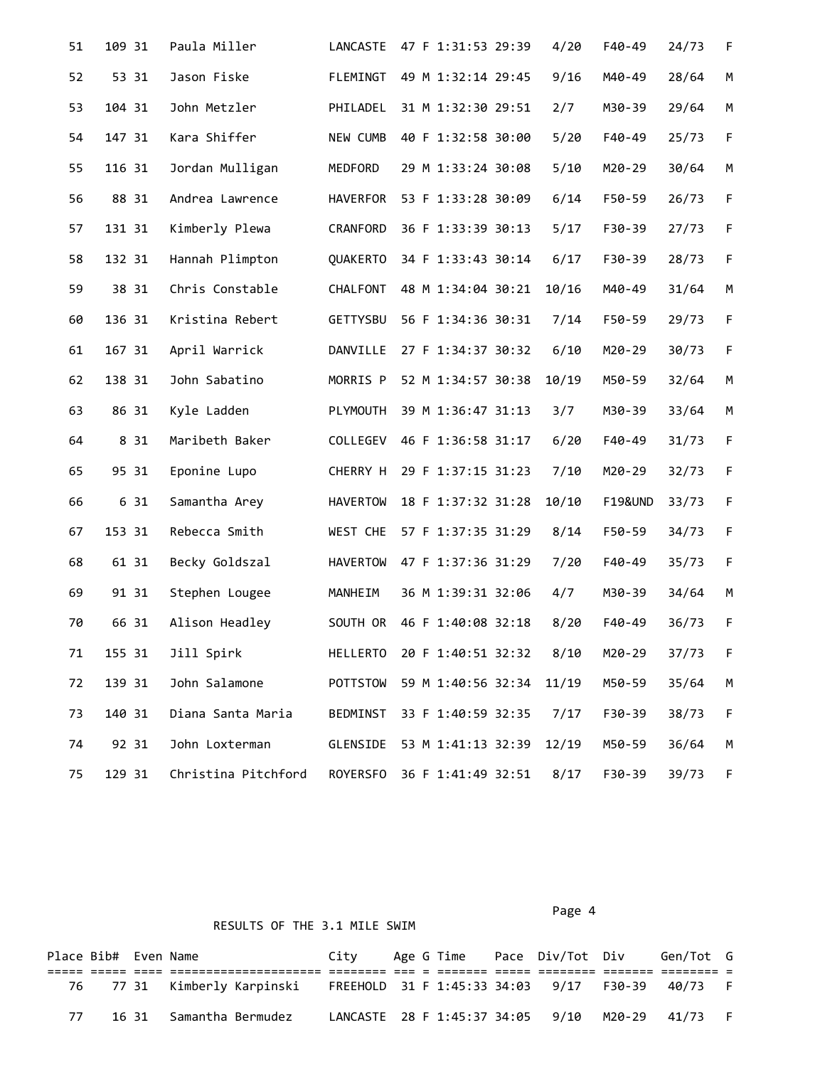| Place | Bib# | Even | Name | City | Age | G | Time | Pace | Div/Tot | Div | Gen/Tot | G |
|---|---|---|---|---|---|---|---|---|---|---|---|---|
| 51 | 109 | 31 | Paula Miller | LANCASTE | 47 | F | 1:31:53 | 29:39 | 4/20 | F40-49 | 24/73 | F |
| 52 | 53 | 31 | Jason Fiske | FLEMINGT | 49 | M | 1:32:14 | 29:45 | 9/16 | M40-49 | 28/64 | M |
| 53 | 104 | 31 | John Metzler | PHILADEL | 31 | M | 1:32:30 | 29:51 | 2/7 | M30-39 | 29/64 | M |
| 54 | 147 | 31 | Kara Shiffer | NEW CUMB | 40 | F | 1:32:58 | 30:00 | 5/20 | F40-49 | 25/73 | F |
| 55 | 116 | 31 | Jordan Mulligan | MEDFORD | 29 | M | 1:33:24 | 30:08 | 5/10 | M20-29 | 30/64 | M |
| 56 | 88 | 31 | Andrea Lawrence | HAVERFOR | 53 | F | 1:33:28 | 30:09 | 6/14 | F50-59 | 26/73 | F |
| 57 | 131 | 31 | Kimberly Plewa | CRANFORD | 36 | F | 1:33:39 | 30:13 | 5/17 | F30-39 | 27/73 | F |
| 58 | 132 | 31 | Hannah Plimpton | QUAKERTO | 34 | F | 1:33:43 | 30:14 | 6/17 | F30-39 | 28/73 | F |
| 59 | 38 | 31 | Chris Constable | CHALFONT | 48 | M | 1:34:04 | 30:21 | 10/16 | M40-49 | 31/64 | M |
| 60 | 136 | 31 | Kristina Rebert | GETTYSBU | 56 | F | 1:34:36 | 30:31 | 7/14 | F50-59 | 29/73 | F |
| 61 | 167 | 31 | April Warrick | DANVILLE | 27 | F | 1:34:37 | 30:32 | 6/10 | M20-29 | 30/73 | F |
| 62 | 138 | 31 | John Sabatino | MORRIS P | 52 | M | 1:34:57 | 30:38 | 10/19 | M50-59 | 32/64 | M |
| 63 | 86 | 31 | Kyle Ladden | PLYMOUTH | 39 | M | 1:36:47 | 31:13 | 3/7 | M30-39 | 33/64 | M |
| 64 | 8 | 31 | Maribeth Baker | COLLEGEV | 46 | F | 1:36:58 | 31:17 | 6/20 | F40-49 | 31/73 | F |
| 65 | 95 | 31 | Eponine Lupo | CHERRY H | 29 | F | 1:37:15 | 31:23 | 7/10 | M20-29 | 32/73 | F |
| 66 | 6 | 31 | Samantha Arey | HAVERTOW | 18 | F | 1:37:32 | 31:28 | 10/10 | F19&UND | 33/73 | F |
| 67 | 153 | 31 | Rebecca Smith | WEST CHE | 57 | F | 1:37:35 | 31:29 | 8/14 | F50-59 | 34/73 | F |
| 68 | 61 | 31 | Becky Goldszal | HAVERTOW | 47 | F | 1:37:36 | 31:29 | 7/20 | F40-49 | 35/73 | F |
| 69 | 91 | 31 | Stephen Lougee | MANHEIM | 36 | M | 1:39:31 | 32:06 | 4/7 | M30-39 | 34/64 | M |
| 70 | 66 | 31 | Alison Headley | SOUTH OR | 46 | F | 1:40:08 | 32:18 | 8/20 | F40-49 | 36/73 | F |
| 71 | 155 | 31 | Jill Spirk | HELLERTO | 20 | F | 1:40:51 | 32:32 | 8/10 | M20-29 | 37/73 | F |
| 72 | 139 | 31 | John Salamone | POTTSTOW | 59 | M | 1:40:56 | 32:34 | 11/19 | M50-59 | 35/64 | M |
| 73 | 140 | 31 | Diana Santa Maria | BEDMINST | 33 | F | 1:40:59 | 32:35 | 7/17 | F30-39 | 38/73 | F |
| 74 | 92 | 31 | John Loxterman | GLENSIDE | 53 | M | 1:41:13 | 32:39 | 12/19 | M50-59 | 36/64 | M |
| 75 | 129 | 31 | Christina Pitchford | ROYERSFO | 36 | F | 1:41:49 | 32:51 | 8/17 | F30-39 | 39/73 | F |

RESULTS OF THE 3.1 MILE SWIM

| Place | Bib# | Even | Name | City | Age | G | Time | Pace | Div/Tot | Div | Gen/Tot | G |
|---|---|---|---|---|---|---|---|---|---|---|---|---|
| 76 | 77 | 31 | Kimberly Karpinski | FREEHOLD | 31 | F | 1:45:33 | 34:03 | 9/17 | F30-39 | 40/73 | F |
| 77 | 16 | 31 | Samantha Bermudez | LANCASTE | 28 | F | 1:45:37 | 34:05 | 9/10 | M20-29 | 41/73 | F |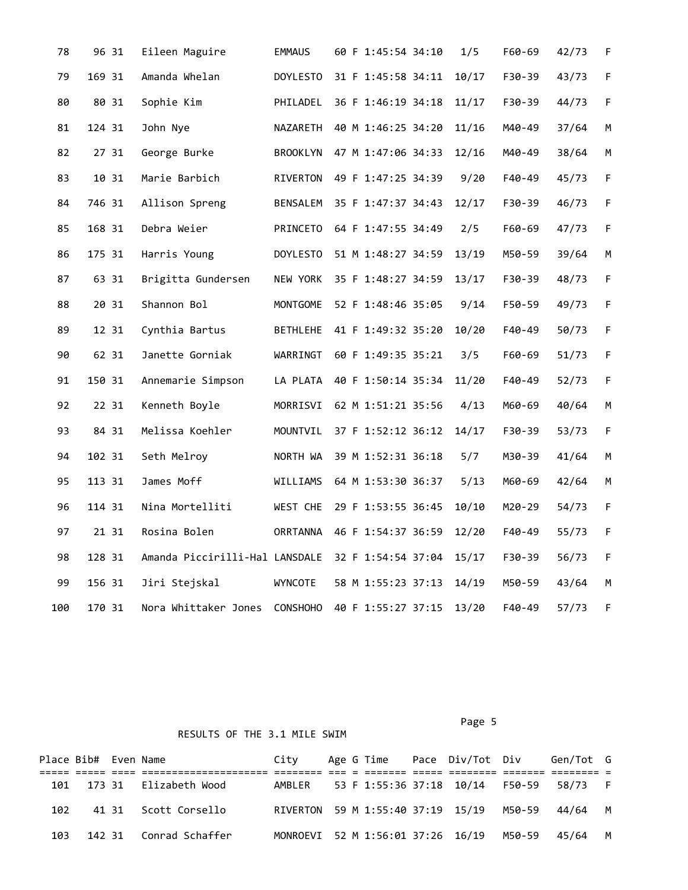| Place | Bib# | Even | Name | City | Age | G | Time | Pace | Div/Tot | Div | Gen/Tot | G |
|---|---|---|---|---|---|---|---|---|---|---|---|---|
| 78 | 96 | 31 | Eileen Maguire | EMMAUS | 60 | F | 1:45:54 | 34:10 | 1/5 | F60-69 | 42/73 | F |
| 79 | 169 | 31 | Amanda Whelan | DOYLESTO | 31 | F | 1:45:58 | 34:11 | 10/17 | F30-39 | 43/73 | F |
| 80 | 80 | 31 | Sophie Kim | PHILADEL | 36 | F | 1:46:19 | 34:18 | 11/17 | F30-39 | 44/73 | F |
| 81 | 124 | 31 | John Nye | NAZARETH | 40 | M | 1:46:25 | 34:20 | 11/16 | M40-49 | 37/64 | M |
| 82 | 27 | 31 | George Burke | BROOKLYN | 47 | M | 1:47:06 | 34:33 | 12/16 | M40-49 | 38/64 | M |
| 83 | 10 | 31 | Marie Barbich | RIVERTON | 49 | F | 1:47:25 | 34:39 | 9/20 | F40-49 | 45/73 | F |
| 84 | 746 | 31 | Allison Spreng | BENSALEM | 35 | F | 1:47:37 | 34:43 | 12/17 | F30-39 | 46/73 | F |
| 85 | 168 | 31 | Debra Weier | PRINCETO | 64 | F | 1:47:55 | 34:49 | 2/5 | F60-69 | 47/73 | F |
| 86 | 175 | 31 | Harris Young | DOYLESTO | 51 | M | 1:48:27 | 34:59 | 13/19 | M50-59 | 39/64 | M |
| 87 | 63 | 31 | Brigitta Gundersen | NEW YORK | 35 | F | 1:48:27 | 34:59 | 13/17 | F30-39 | 48/73 | F |
| 88 | 20 | 31 | Shannon Bol | MONTGOME | 52 | F | 1:48:46 | 35:05 | 9/14 | F50-59 | 49/73 | F |
| 89 | 12 | 31 | Cynthia Bartus | BETHLEHE | 41 | F | 1:49:32 | 35:20 | 10/20 | F40-49 | 50/73 | F |
| 90 | 62 | 31 | Janette Gorniak | WARRINGT | 60 | F | 1:49:35 | 35:21 | 3/5 | F60-69 | 51/73 | F |
| 91 | 150 | 31 | Annemarie Simpson | LA PLATA | 40 | F | 1:50:14 | 35:34 | 11/20 | F40-49 | 52/73 | F |
| 92 | 22 | 31 | Kenneth Boyle | MORRISVI | 62 | M | 1:51:21 | 35:56 | 4/13 | M60-69 | 40/64 | M |
| 93 | 84 | 31 | Melissa Koehler | MOUNTVIL | 37 | F | 1:52:12 | 36:12 | 14/17 | F30-39 | 53/73 | F |
| 94 | 102 | 31 | Seth Melroy | NORTH WA | 39 | M | 1:52:31 | 36:18 | 5/7 | M30-39 | 41/64 | M |
| 95 | 113 | 31 | James Moff | WILLIAMS | 64 | M | 1:53:30 | 36:37 | 5/13 | M60-69 | 42/64 | M |
| 96 | 114 | 31 | Nina Mortelliti | WEST CHE | 29 | F | 1:53:55 | 36:45 | 10/10 | M20-29 | 54/73 | F |
| 97 | 21 | 31 | Rosina Bolen | ORRTANNA | 46 | F | 1:54:37 | 36:59 | 12/20 | F40-49 | 55/73 | F |
| 98 | 128 | 31 | Amanda Piccirilli-Hal | LANSDALE | 32 | F | 1:54:54 | 37:04 | 15/17 | F30-39 | 56/73 | F |
| 99 | 156 | 31 | Jiri Stejskal | WYNCOTE | 58 | M | 1:55:23 | 37:13 | 14/19 | M50-59 | 43/64 | M |
| 100 | 170 | 31 | Nora Whittaker Jones | CONSHOHO | 40 | F | 1:55:27 | 37:15 | 13/20 | F40-49 | 57/73 | F |

RESULTS OF THE 3.1 MILE SWIM

| Place | Bib# | Even | Name | City | Age | G | Time | Pace | Div/Tot | Div | Gen/Tot | G |
|---|---|---|---|---|---|---|---|---|---|---|---|---|
| 101 | 173 | 31 | Elizabeth Wood | AMBLER | 53 | F | 1:55:36 | 37:18 | 10/14 | F50-59 | 58/73 | F |
| 102 | 41 | 31 | Scott Corsello | RIVERTON | 59 | M | 1:55:40 | 37:19 | 15/19 | M50-59 | 44/64 | M |
| 103 | 142 | 31 | Conrad Schaffer | MONROEVI | 52 | M | 1:56:01 | 37:26 | 16/19 | M50-59 | 45/64 | M |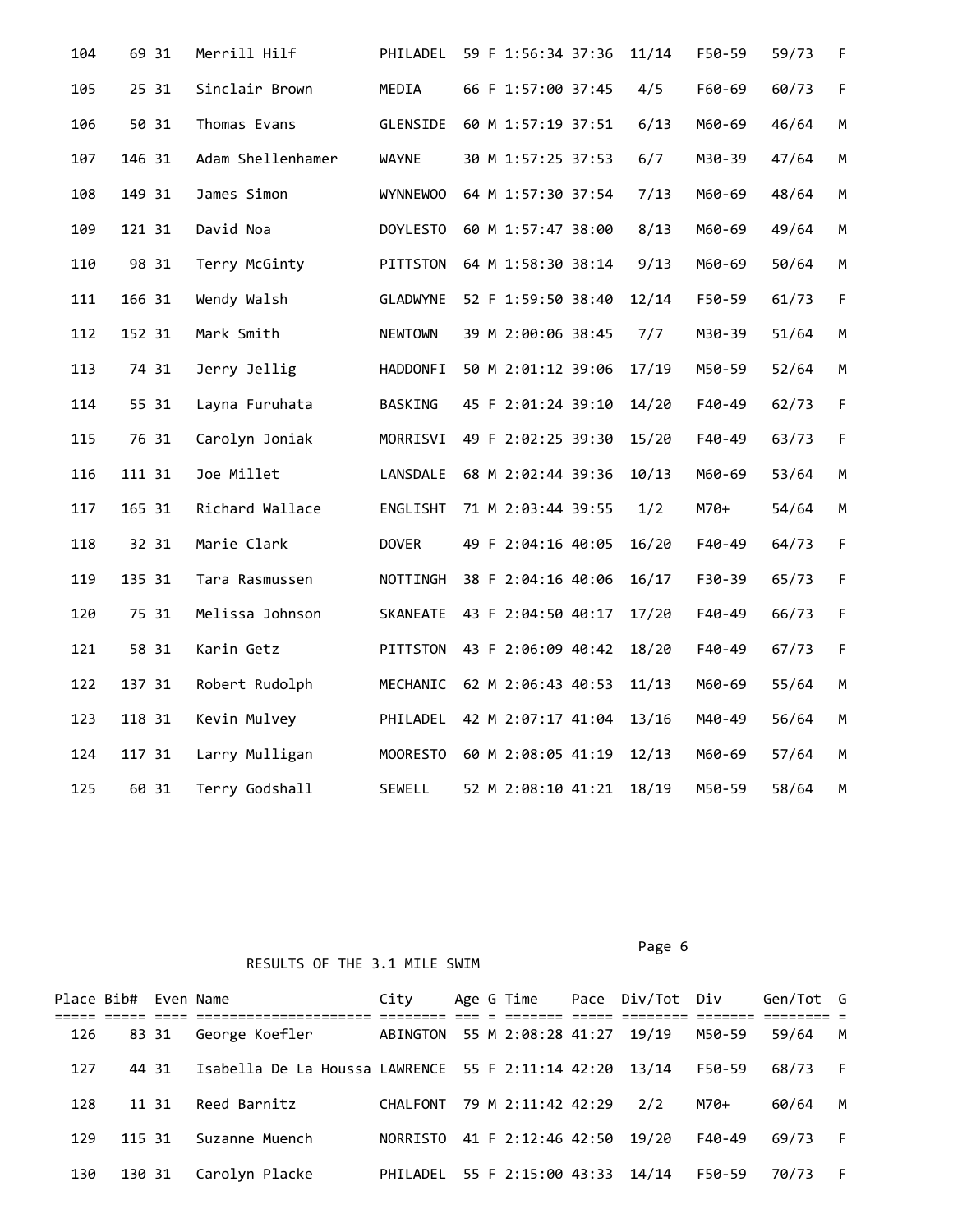| Place | Bib# | Even | Name | City | Age | G | Time | Pace | Div/Tot | Div | Gen/Tot | G |
|---|---|---|---|---|---|---|---|---|---|---|---|---|
| 104 | 69 | 31 | Merrill Hilf | PHILADEL | 59 | F | 1:56:34 | 37:36 | 11/14 | F50-59 | 59/73 | F |
| 105 | 25 | 31 | Sinclair Brown | MEDIA | 66 | F | 1:57:00 | 37:45 | 4/5 | F60-69 | 60/73 | F |
| 106 | 50 | 31 | Thomas Evans | GLENSIDE | 60 | M | 1:57:19 | 37:51 | 6/13 | M60-69 | 46/64 | M |
| 107 | 146 | 31 | Adam Shellenhamer | WAYNE | 30 | M | 1:57:25 | 37:53 | 6/7 | M30-39 | 47/64 | M |
| 108 | 149 | 31 | James Simon | WYNNEWOO | 64 | M | 1:57:30 | 37:54 | 7/13 | M60-69 | 48/64 | M |
| 109 | 121 | 31 | David Noa | DOYLESTO | 60 | M | 1:57:47 | 38:00 | 8/13 | M60-69 | 49/64 | M |
| 110 | 98 | 31 | Terry McGinty | PITTSTON | 64 | M | 1:58:30 | 38:14 | 9/13 | M60-69 | 50/64 | M |
| 111 | 166 | 31 | Wendy Walsh | GLADWYNE | 52 | F | 1:59:50 | 38:40 | 12/14 | F50-59 | 61/73 | F |
| 112 | 152 | 31 | Mark Smith | NEWTOWN | 39 | M | 2:00:06 | 38:45 | 7/7 | M30-39 | 51/64 | M |
| 113 | 74 | 31 | Jerry Jellig | HADDONFI | 50 | M | 2:01:12 | 39:06 | 17/19 | M50-59 | 52/64 | M |
| 114 | 55 | 31 | Layna Furuhata | BASKING | 45 | F | 2:01:24 | 39:10 | 14/20 | F40-49 | 62/73 | F |
| 115 | 76 | 31 | Carolyn Joniak | MORRISVI | 49 | F | 2:02:25 | 39:30 | 15/20 | F40-49 | 63/73 | F |
| 116 | 111 | 31 | Joe Millet | LANSDALE | 68 | M | 2:02:44 | 39:36 | 10/13 | M60-69 | 53/64 | M |
| 117 | 165 | 31 | Richard Wallace | ENGLISHT | 71 | M | 2:03:44 | 39:55 | 1/2 | M70+ | 54/64 | M |
| 118 | 32 | 31 | Marie Clark | DOVER | 49 | F | 2:04:16 | 40:05 | 16/20 | F40-49 | 64/73 | F |
| 119 | 135 | 31 | Tara Rasmussen | NOTTINGH | 38 | F | 2:04:16 | 40:06 | 16/17 | F30-39 | 65/73 | F |
| 120 | 75 | 31 | Melissa Johnson | SKANEATE | 43 | F | 2:04:50 | 40:17 | 17/20 | F40-49 | 66/73 | F |
| 121 | 58 | 31 | Karin Getz | PITTSTON | 43 | F | 2:06:09 | 40:42 | 18/20 | F40-49 | 67/73 | F |
| 122 | 137 | 31 | Robert Rudolph | MECHANIC | 62 | M | 2:06:43 | 40:53 | 11/13 | M60-69 | 55/64 | M |
| 123 | 118 | 31 | Kevin Mulvey | PHILADEL | 42 | M | 2:07:17 | 41:04 | 13/16 | M40-49 | 56/64 | M |
| 124 | 117 | 31 | Larry Mulligan | MOORESTO | 60 | M | 2:08:05 | 41:19 | 12/13 | M60-69 | 57/64 | M |
| 125 | 60 | 31 | Terry Godshall | SEWELL | 52 | M | 2:08:10 | 41:21 | 18/19 | M50-59 | 58/64 | M |

RESULTS OF THE 3.1 MILE SWIM

| Place | Bib# | Even | Name | City | Age | G | Time | Pace | Div/Tot | Div | Gen/Tot | G |
|---|---|---|---|---|---|---|---|---|---|---|---|---|
| 126 | 83 | 31 | George Koefler | ABINGTON | 55 | M | 2:08:28 | 41:27 | 19/19 | M50-59 | 59/64 | M |
| 127 | 44 | 31 | Isabella De La Houssa | LAWRENCE | 55 | F | 2:11:14 | 42:20 | 13/14 | F50-59 | 68/73 | F |
| 128 | 11 | 31 | Reed Barnitz | CHALFONT | 79 | M | 2:11:42 | 42:29 | 2/2 | M70+ | 60/64 | M |
| 129 | 115 | 31 | Suzanne Muench | NORRISTO | 41 | F | 2:12:46 | 42:50 | 19/20 | F40-49 | 69/73 | F |
| 130 | 130 | 31 | Carolyn Placke | PHILADEL | 55 | F | 2:15:00 | 43:33 | 14/14 | F50-59 | 70/73 | F |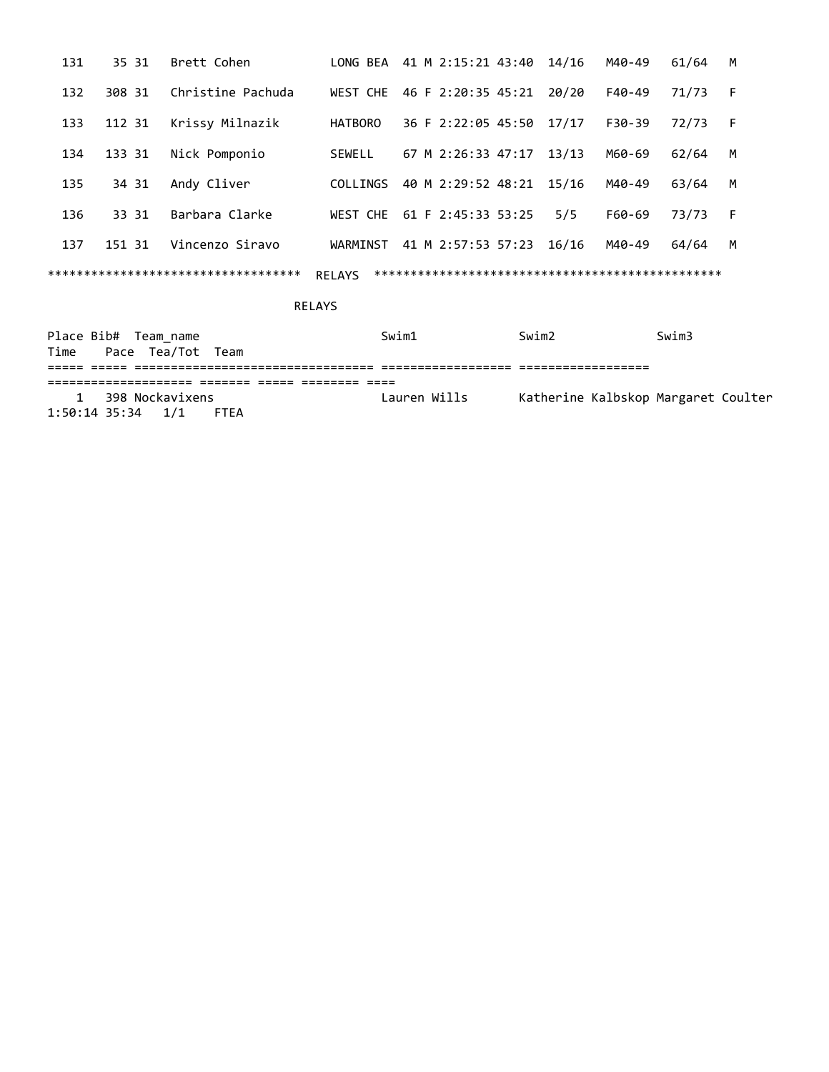| | | | | | | | | | | | |
|---|---|---|---|---|---|---|---|---|---|---|---|
| 131 | 35 | 31 | Brett Cohen | LONG BEA | 41 M | 2:15:21 | 43:40 | 14/16 | M40-49 | 61/64 | M |
| 132 | 308 | 31 | Christine Pachuda | WEST CHE | 46 F | 2:20:35 | 45:21 | 20/20 | F40-49 | 71/73 | F |
| 133 | 112 | 31 | Krissy Milnazik | HATBORO | 36 F | 2:22:05 | 45:50 | 17/17 | F30-39 | 72/73 | F |
| 134 | 133 | 31 | Nick Pomponio | SEWELL | 67 M | 2:26:33 | 47:17 | 13/13 | M60-69 | 62/64 | M |
| 135 | 34 | 31 | Andy Cliver | COLLINGS | 40 M | 2:29:52 | 48:21 | 15/16 | M40-49 | 63/64 | M |
| 136 | 33 | 31 | Barbara Clarke | WEST CHE | 61 F | 2:45:33 | 53:25 | 5/5 | F60-69 | 73/73 | F |
| 137 | 151 | 31 | Vincenzo Siravo | WARMINST | 41 M | 2:57:53 | 57:23 | 16/16 | M40-49 | 64/64 | M |

*********************************** RELAYS ************************************************

RELAYS

| Place | Bib# | Team_name | Swim1 | Swim2 | Swim3 | Time | Pace | Tea/Tot | Team |
|---|---|---|---|---|---|---|---|---|---|
| 1 | 398 | Nockavixens | Lauren Wills | Katherine Kalbskop | Margaret Coulter | 1:50:14 | 35:34 | 1/1 | FTEA |